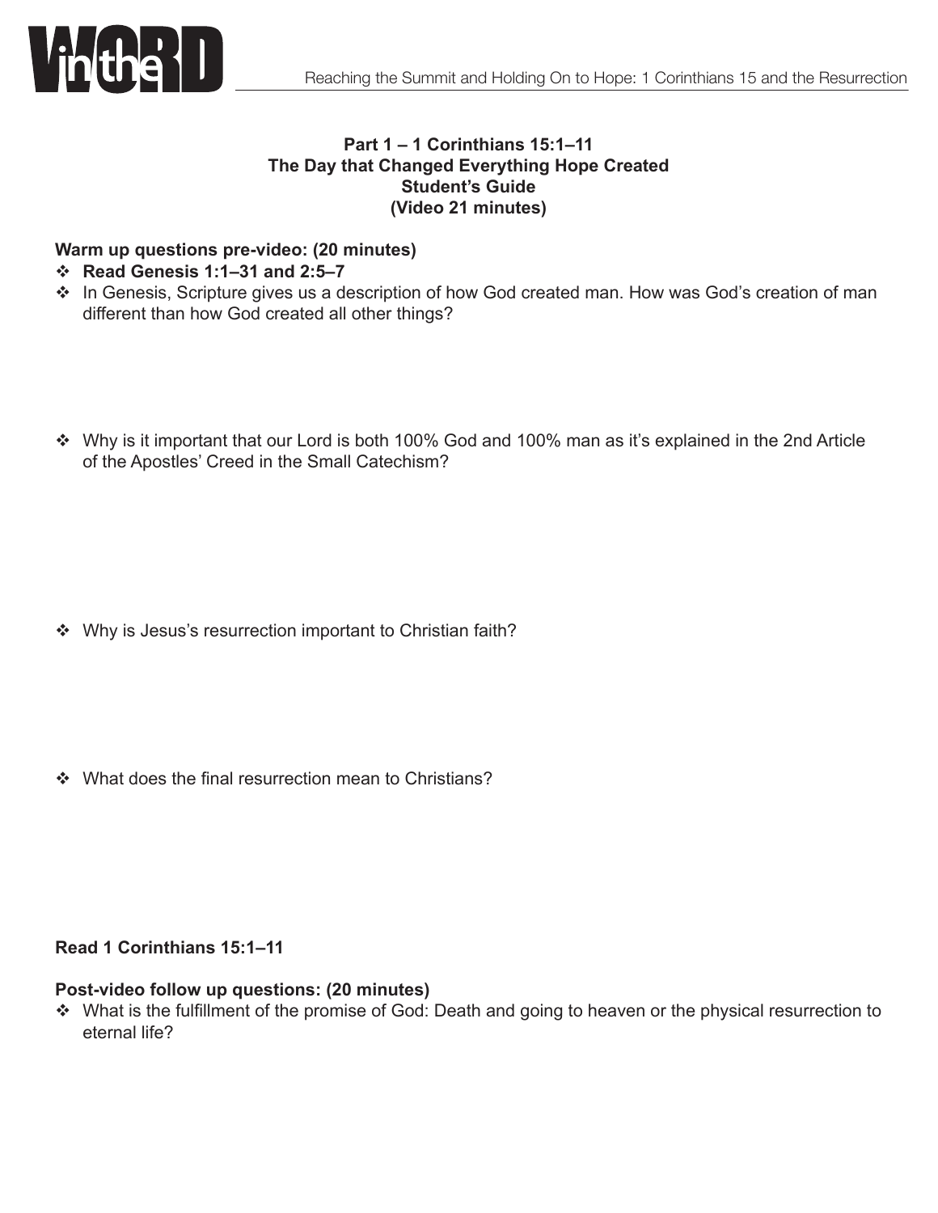**Part 1 – 1 Corinthians 15:1–11**
**The Day that Changed Everything Hope Created**
**Student's Guide**
**(Video 21 minutes)**

**Warm up questions pre-video: (20 minutes)**

- **Read Genesis 1:1–31 and 2:5–7**
- In Genesis, Scripture gives us a description of how God created man. How was God's creation of man different than how God created all other things?
- Why is it important that our Lord is both 100% God and 100% man as it's explained in the 2nd Article of the Apostles' Creed in the Small Catechism?
- Why is Jesus's resurrection important to Christian faith?
- What does the final resurrection mean to Christians?

**Read 1 Corinthians 15:1–11**

**Post-video follow up questions: (20 minutes)**

- What is the fulfillment of the promise of God: Death and going to heaven or the physical resurrection to eternal life?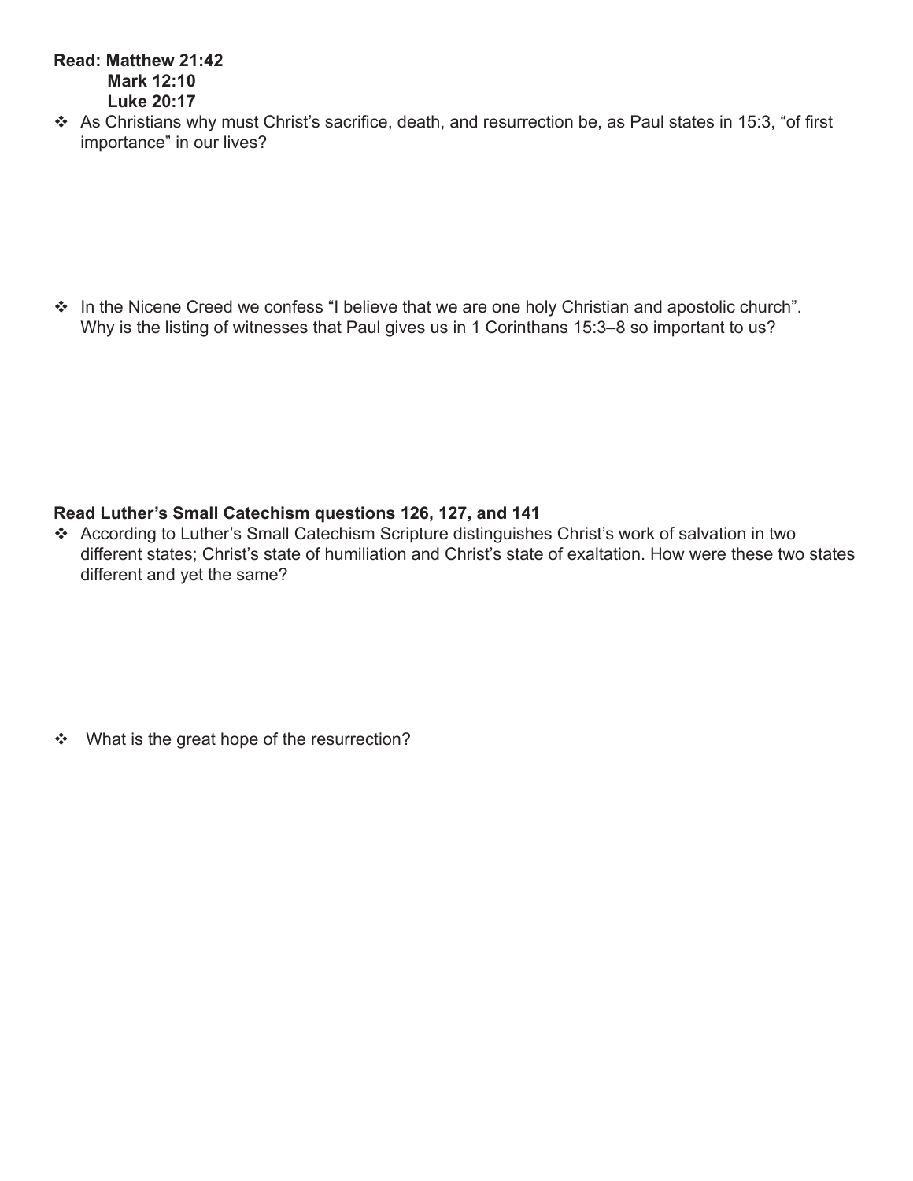**Read: Matthew 21:42**
**Mark 12:10**
**Luke 20:17**

- As Christians why must Christ's sacrifice, death, and resurrection be, as Paul states in 15:3, "of first importance" in our lives?

- In the Nicene Creed we confess "I believe that we are one holy Christian and apostolic church". Why is the listing of witnesses that Paul gives us in 1 Corinthans 15:3–8 so important to us?

**Read Luther's Small Catechism questions 126, 127, and 141**

- According to Luther's Small Catechism Scripture distinguishes Christ's work of salvation in two different states; Christ's state of humiliation and Christ's state of exaltation. How were these two states different and yet the same?

- What is the great hope of the resurrection?